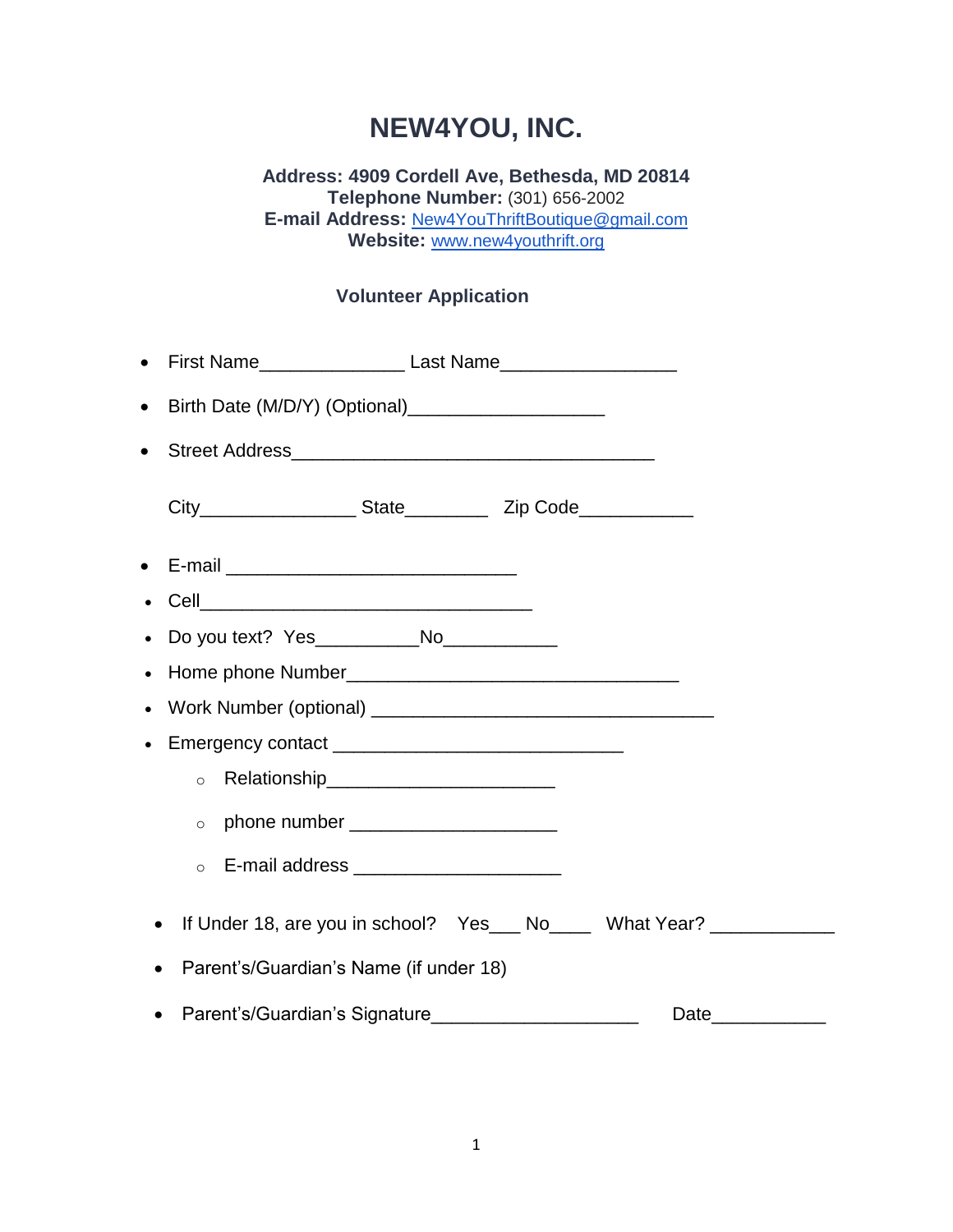# NEW4YOU, INC.

**Address: 4909 Cordell Ave, Bethesda, MD 20814**
**Telephone Number:** (301) 656-2002
**E-mail Address:** New4YouThriftBoutique@gmail.com
**Website:** www.new4youthrift.org

### Volunteer Application

- First Name______________ Last Name_________________
- Birth Date (M/D/Y) (Optional)___________________
- Street Address___________________________________

  City_______________ State________ Zip Code___________

- E-mail ____________________________
- Cell________________________________
- Do you text? Yes__________No___________
- Home phone Number________________________________
- Work Number (optional) _________________________________
- Emergency contact ____________________________
  - Relationship______________________
  - phone number ____________________
  - E-mail address ____________________
- If Under 18, are you in school? Yes___ No____ What Year? ____________
- Parent's/Guardian's Name (if under 18)
- Parent's/Guardian's Signature____________________ Date___________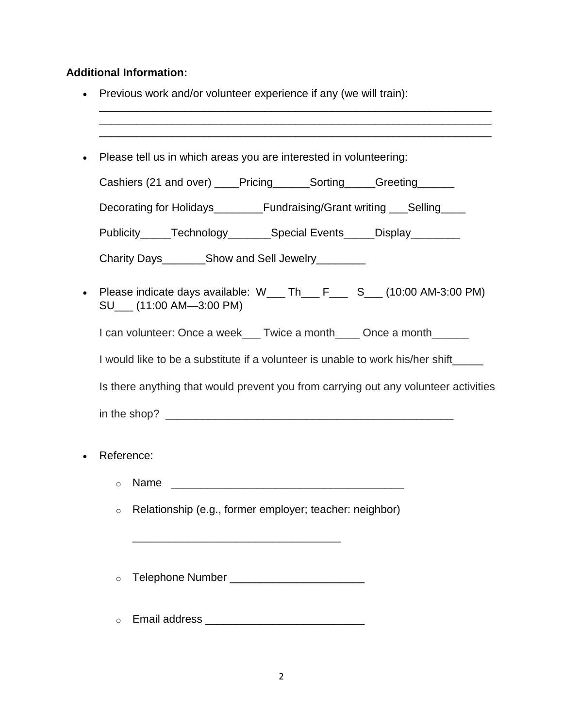**Additional Information:**

- Previous work and/or volunteer experience if any (we will train):
  ________________________________________________________________
  ________________________________________________________________
  ________________________________________________________________

- Please tell us in which areas you are interested in volunteering:

  Cashiers (21 and over) ____Pricing______Sorting_____Greeting______

  Decorating for Holidays________Fundraising/Grant writing ___Selling____

  Publicity_____Technology_______Special Events_____Display________

  Charity Days_______Show and Sell Jewelry________

- Please indicate days available: W___ Th___ F___ S___ (10:00 AM-3:00 PM) SU___ (11:00 AM—3:00 PM)

  I can volunteer: Once a week___ Twice a month____ Once a month______

  I would like to be a substitute if a volunteer is unable to work his/her shift_____

  Is there anything that would prevent you from carrying out any volunteer activities in the shop? ______________________________________________

- Reference:
  - Name ______________________________________
  - Relationship (e.g., former employer; teacher: neighbor)

    __________________________________

  - Telephone Number ______________________
  - Email address __________________________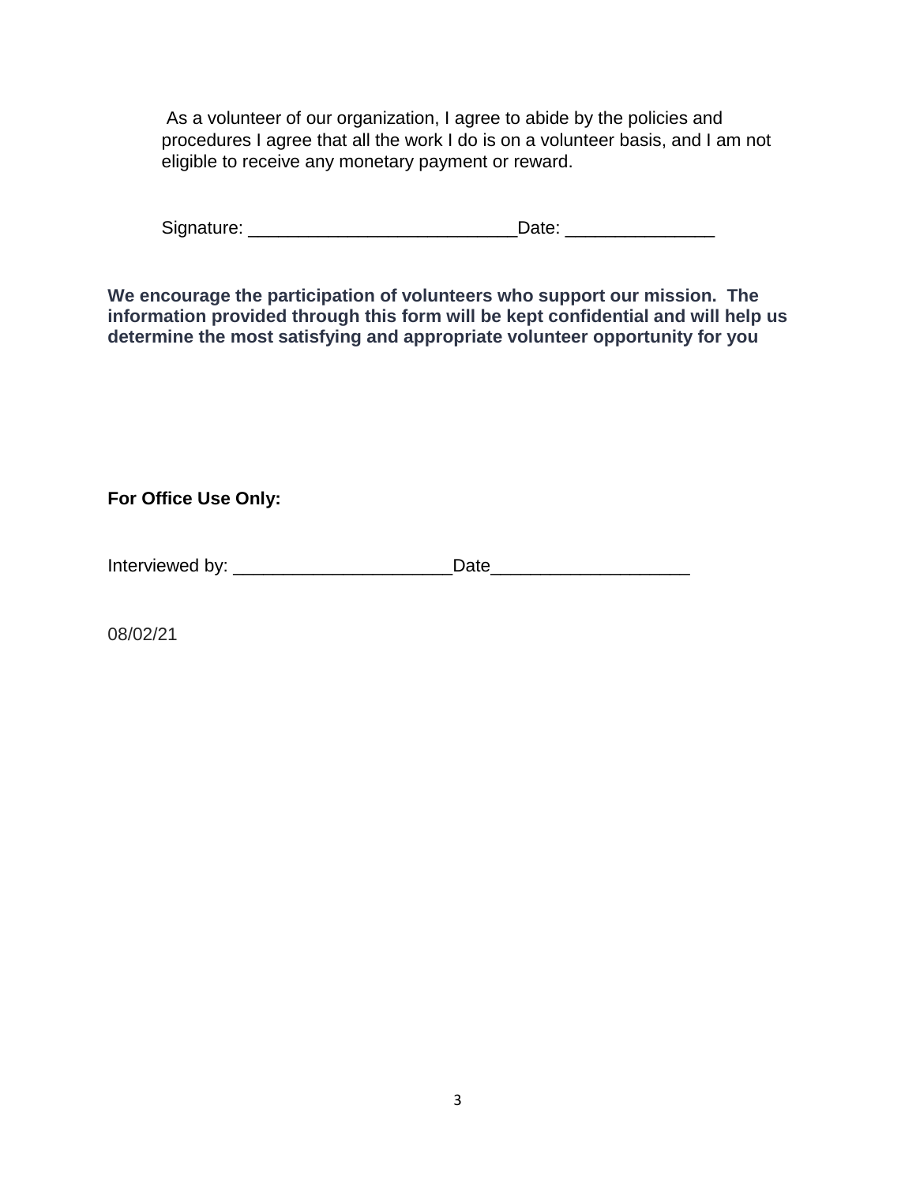As a volunteer of our organization, I agree to abide by the policies and procedures I agree that all the work I do is on a volunteer basis, and I am not eligible to receive any monetary payment or reward.

Signature: ___________________________Date: _______________

**We encourage the participation of volunteers who support our mission. The information provided through this form will be kept confidential and will help us determine the most satisfying and appropriate volunteer opportunity for you**

**For Office Use Only:**

Interviewed by: ______________________Date____________________

08/02/21